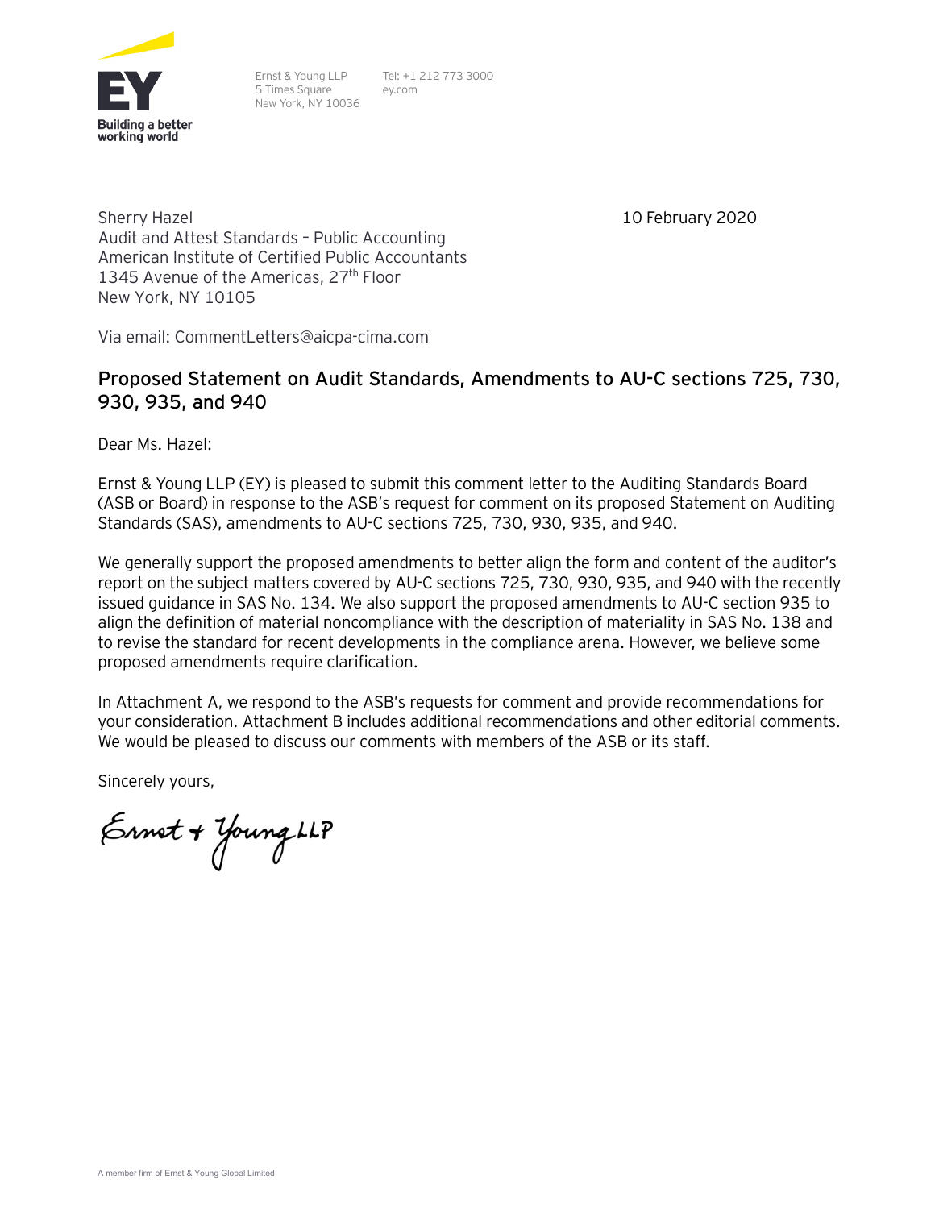Ernst & Young LLP
5 Times Square
New York, NY 10036

Tel: +1 212 773 3000
ey.com

Sherry Hazel
Audit and Attest Standards – Public Accounting
American Institute of Certified Public Accountants
1345 Avenue of the Americas, 27th Floor
New York, NY 10105

10 February 2020

Via email: CommentLetters@aicpa-cima.com

## Proposed Statement on Audit Standards, Amendments to AU-C sections 725, 730, 930, 935, and 940

Dear Ms. Hazel:

Ernst & Young LLP (EY) is pleased to submit this comment letter to the Auditing Standards Board (ASB or Board) in response to the ASB's request for comment on its proposed Statement on Auditing Standards (SAS), amendments to AU-C sections 725, 730, 930, 935, and 940.

We generally support the proposed amendments to better align the form and content of the auditor's report on the subject matters covered by AU-C sections 725, 730, 930, 935, and 940 with the recently issued guidance in SAS No. 134. We also support the proposed amendments to AU-C section 935 to align the definition of material noncompliance with the description of materiality in SAS No. 138 and to revise the standard for recent developments in the compliance arena. However, we believe some proposed amendments require clarification.

In Attachment A, we respond to the ASB's requests for comment and provide recommendations for your consideration. Attachment B includes additional recommendations and other editorial comments. We would be pleased to discuss our comments with members of the ASB or its staff.

Sincerely yours,

Ernst + Young LLP

A member firm of Ernst & Young Global Limited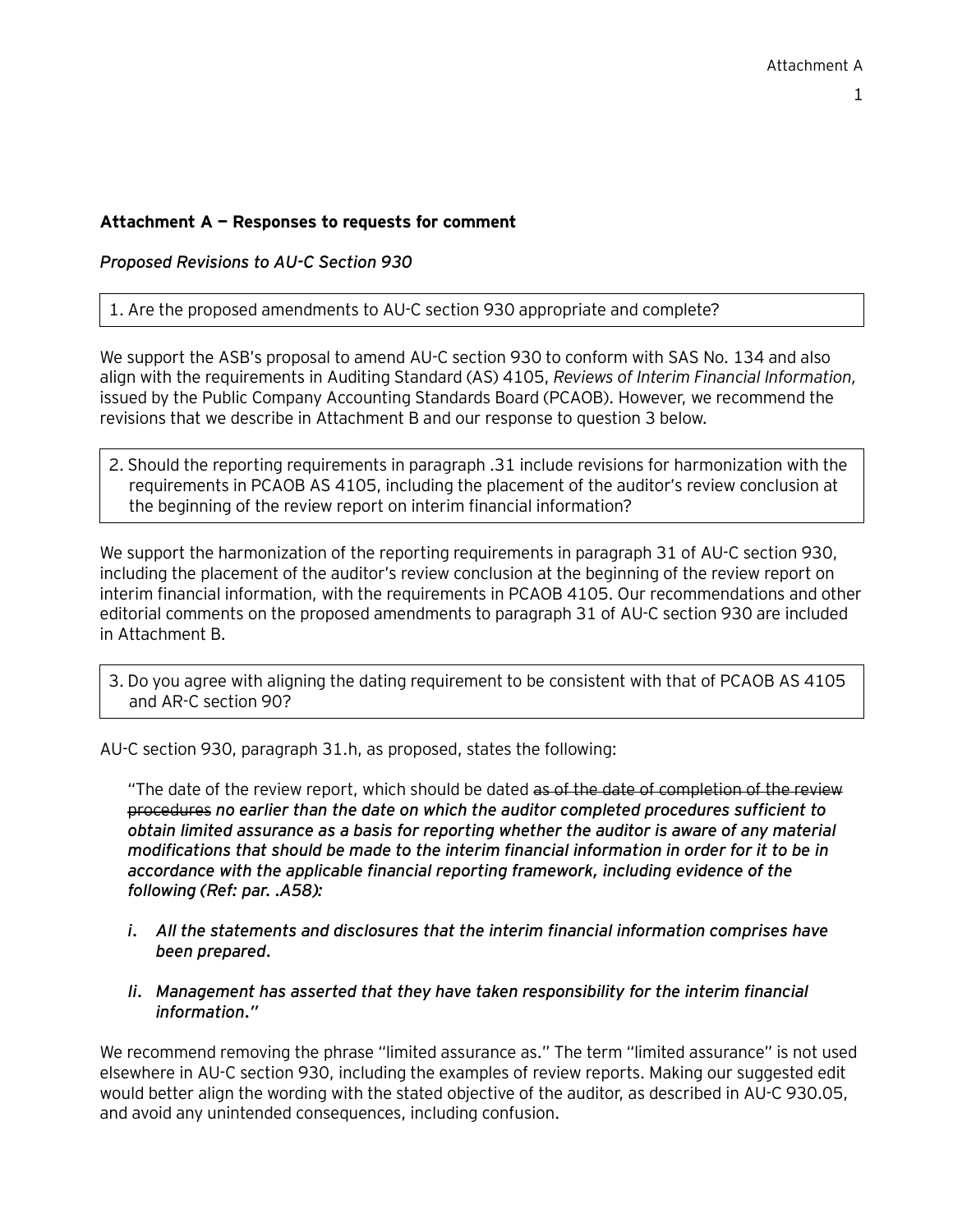**Attachment A — Responses to requests for comment**

*Proposed Revisions to AU-C Section 930*

> 1. Are the proposed amendments to AU-C section 930 appropriate and complete?

We support the ASB's proposal to amend AU-C section 930 to conform with SAS No. 134 and also align with the requirements in Auditing Standard (AS) 4105, *Reviews of Interim Financial Information,* issued by the Public Company Accounting Standards Board (PCAOB). However, we recommend the revisions that we describe in Attachment B and our response to question 3 below.

> 2. Should the reporting requirements in paragraph .31 include revisions for harmonization with the requirements in PCAOB AS 4105, including the placement of the auditor's review conclusion at the beginning of the review report on interim financial information?

We support the harmonization of the reporting requirements in paragraph 31 of AU-C section 930, including the placement of the auditor's review conclusion at the beginning of the review report on interim financial information, with the requirements in PCAOB 4105. Our recommendations and other editorial comments on the proposed amendments to paragraph 31 of AU-C section 930 are included in Attachment B.

> 3. Do you agree with aligning the dating requirement to be consistent with that of PCAOB AS 4105 and AR-C section 90?

AU-C section 930, paragraph 31.h, as proposed, states the following:

> "The date of the review report, which should be dated ~~as of the date of completion of the review procedures~~ ***no earlier than the date on which the auditor completed procedures sufficient to obtain limited assurance as a basis for reporting whether the auditor is aware of any material modifications that should be made to the interim financial information in order for it to be in accordance with the applicable financial reporting framework, including evidence of the following (Ref: par. .A58):***
>
> *i. **All the statements and disclosures that the interim financial information comprises have been prepared.***
>
> *Ii. **Management has asserted that they have taken responsibility for the interim financial information."***

We recommend removing the phrase "limited assurance as." The term "limited assurance" is not used elsewhere in AU-C section 930, including the examples of review reports. Making our suggested edit would better align the wording with the stated objective of the auditor, as described in AU-C 930.05, and avoid any unintended consequences, including confusion.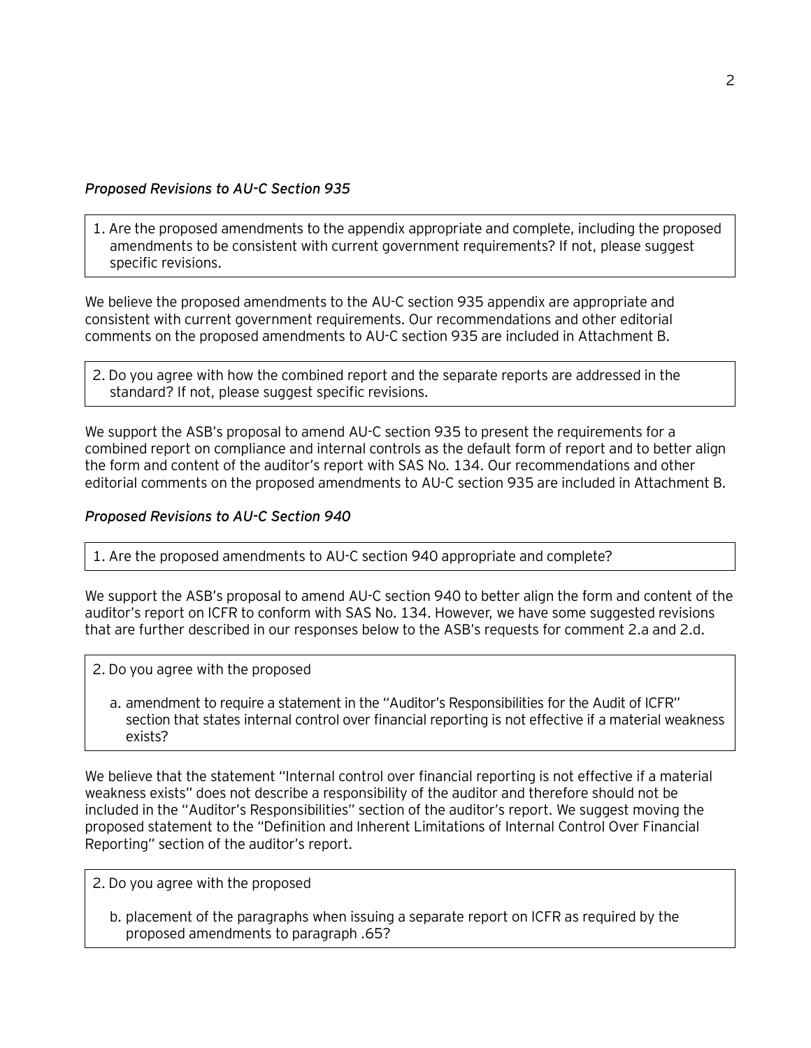*Proposed Revisions to AU-C Section 935*

> 1. Are the proposed amendments to the appendix appropriate and complete, including the proposed amendments to be consistent with current government requirements? If not, please suggest specific revisions.

We believe the proposed amendments to the AU-C section 935 appendix are appropriate and consistent with current government requirements. Our recommendations and other editorial comments on the proposed amendments to AU-C section 935 are included in Attachment B.

> 2. Do you agree with how the combined report and the separate reports are addressed in the standard? If not, please suggest specific revisions.

We support the ASB's proposal to amend AU-C section 935 to present the requirements for a combined report on compliance and internal controls as the default form of report and to better align the form and content of the auditor's report with SAS No. 134. Our recommendations and other editorial comments on the proposed amendments to AU-C section 935 are included in Attachment B.

*Proposed Revisions to AU-C Section 940*

> 1. Are the proposed amendments to AU-C section 940 appropriate and complete?

We support the ASB's proposal to amend AU-C section 940 to better align the form and content of the auditor's report on ICFR to conform with SAS No. 134. However, we have some suggested revisions that are further described in our responses below to the ASB's requests for comment 2.a and 2.d.

> 2. Do you agree with the proposed
>
> a. amendment to require a statement in the "Auditor's Responsibilities for the Audit of ICFR" section that states internal control over financial reporting is not effective if a material weakness exists?

We believe that the statement "Internal control over financial reporting is not effective if a material weakness exists" does not describe a responsibility of the auditor and therefore should not be included in the "Auditor's Responsibilities" section of the auditor's report. We suggest moving the proposed statement to the "Definition and Inherent Limitations of Internal Control Over Financial Reporting" section of the auditor's report.

> 2. Do you agree with the proposed
>
> b. placement of the paragraphs when issuing a separate report on ICFR as required by the proposed amendments to paragraph .65?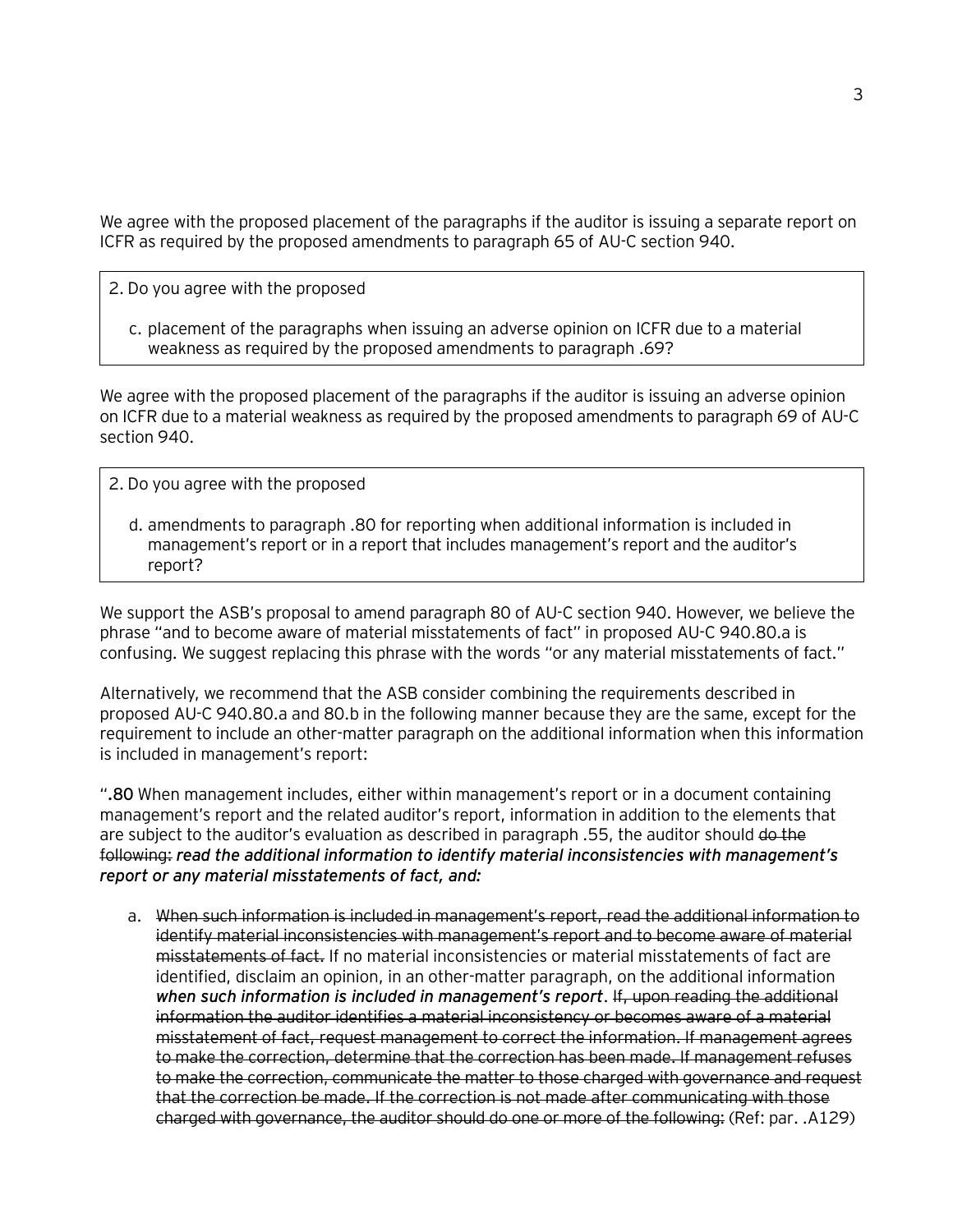We agree with the proposed placement of the paragraphs if the auditor is issuing a separate report on ICFR as required by the proposed amendments to paragraph 65 of AU-C section 940.

> 2. Do you agree with the proposed
>
> c. placement of the paragraphs when issuing an adverse opinion on ICFR due to a material weakness as required by the proposed amendments to paragraph .69?

We agree with the proposed placement of the paragraphs if the auditor is issuing an adverse opinion on ICFR due to a material weakness as required by the proposed amendments to paragraph 69 of AU-C section 940.

> 2. Do you agree with the proposed
>
> d. amendments to paragraph .80 for reporting when additional information is included in management's report or in a report that includes management's report and the auditor's report?

We support the ASB's proposal to amend paragraph 80 of AU-C section 940. However, we believe the phrase "and to become aware of material misstatements of fact" in proposed AU-C 940.80.a is confusing. We suggest replacing this phrase with the words "or any material misstatements of fact."

Alternatively, we recommend that the ASB consider combining the requirements described in proposed AU-C 940.80.a and 80.b in the following manner because they are the same, except for the requirement to include an other-matter paragraph on the additional information when this information is included in management's report:

"**.80** When management includes, either within management's report or in a document containing management's report and the related auditor's report, information in addition to the elements that are subject to the auditor's evaluation as described in paragraph .55, the auditor should ~~do the following~~: ***read the additional information to identify material inconsistencies with management's report or any material misstatements of fact, and:***

a. ~~When such information is included in management's report, read the additional information to identify material inconsistencies with management's report and to become aware of material misstatements of fact.~~ If no material inconsistencies or material misstatements of fact are identified, disclaim an opinion, in an other-matter paragraph, on the additional information ***when such information is included in management's report***. ~~If, upon reading the additional information the auditor identifies a material inconsistency or becomes aware of a material misstatement of fact, request management to correct the information. If management agrees to make the correction, determine that the correction has been made. If management refuses to make the correction, communicate the matter to those charged with governance and request that the correction be made. If the correction is not made after communicating with those charged with governance, the auditor should do one or more of the following:~~ (Ref: par. .A129)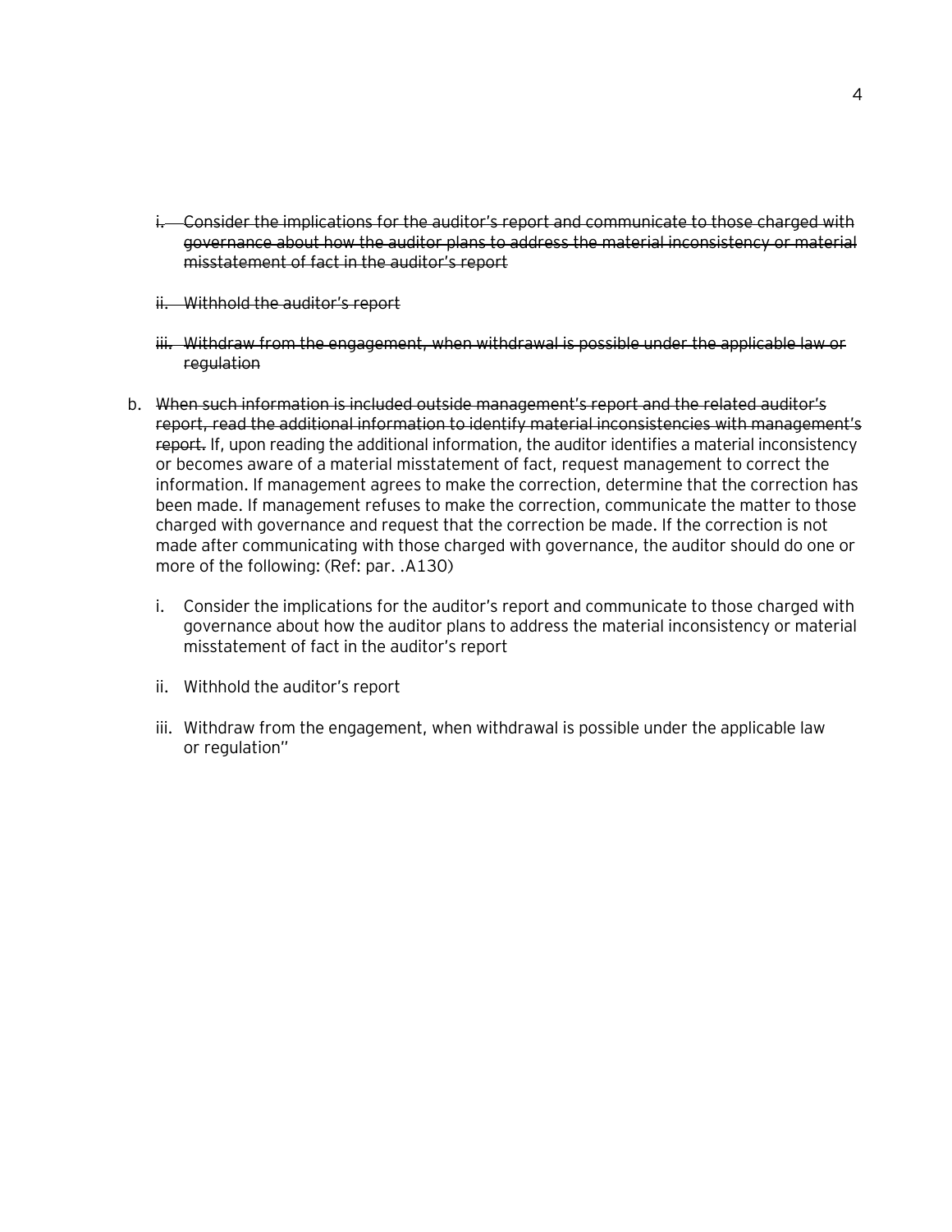- ~~i. Consider the implications for the auditor's report and communicate to those charged with governance about how the auditor plans to address the material inconsistency or material misstatement of fact in the auditor's report~~

   - ~~ii. Withhold the auditor's report~~

   - ~~iii. Withdraw from the engagement, when withdrawal is possible under the applicable law or regulation~~

b. ~~When such information is included outside management's report and the related auditor's report, read the additional information to identify material inconsistencies with management's report.~~ If, upon reading the additional information, the auditor identifies a material inconsistency or becomes aware of a material misstatement of fact, request management to correct the information. If management agrees to make the correction, determine that the correction has been made. If management refuses to make the correction, communicate the matter to those charged with governance and request that the correction be made. If the correction is not made after communicating with those charged with governance, the auditor should do one or more of the following: (Ref: par. .A130)

   i. Consider the implications for the auditor's report and communicate to those charged with governance about how the auditor plans to address the material inconsistency or material misstatement of fact in the auditor's report

   ii. Withhold the auditor's report

   iii. Withdraw from the engagement, when withdrawal is possible under the applicable law or regulation"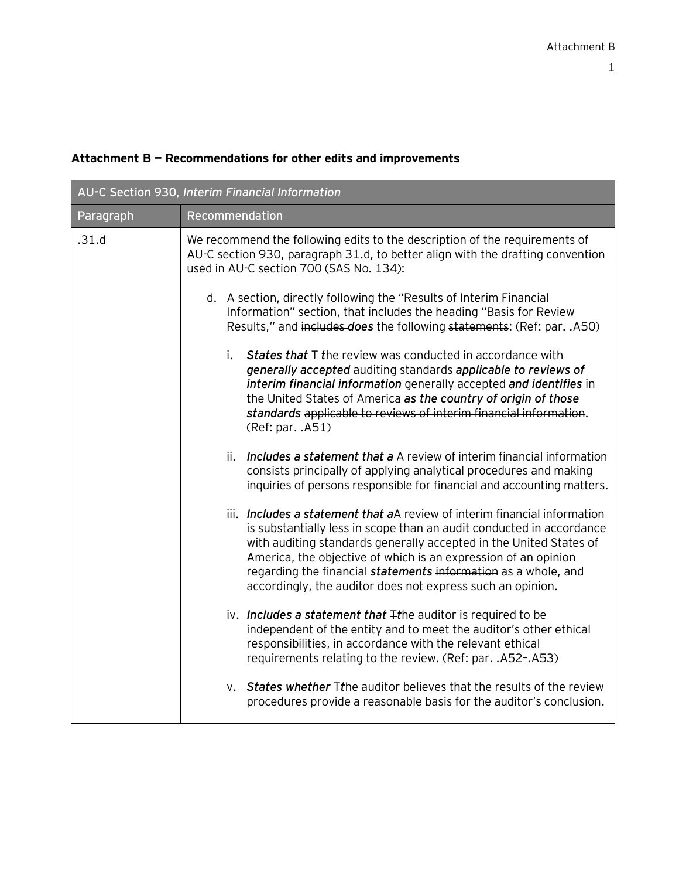**Attachment B — Recommendations for other edits and improvements**

| AU-C Section 930, *Interim Financial Information* | |
|---|---|
| **Paragraph** | **Recommendation** |
| .31.d | We recommend the following edits to the description of the requirements of AU-C section 930, paragraph 31.d, to better align with the drafting convention used in AU-C section 700 (SAS No. 134):<br><br>d. A section, directly following the "Results of Interim Financial Information" section, that includes the heading "Basis for Review Results," and ~~includes~~ ***does*** the following ~~statements~~: (Ref: par. .A50)<br><br>i. ***States that*** ~~T~~ ***t***he review was conducted in accordance with ***generally accepted*** auditing standards ***applicable to reviews of interim financial information*** ~~generally accepted~~ ***and identifies*** ~~in~~ the United States of America ***as the country of origin of those standards*** ~~applicable to reviews of interim financial information~~. (Ref: par. .A51)<br><br>ii. ***Includes a statement that a*** ~~A~~ review of interim financial information consists principally of applying analytical procedures and making inquiries of persons responsible for financial and accounting matters.<br><br>iii. ***Includes a statement that a***~~A~~ review of interim financial information is substantially less in scope than an audit conducted in accordance with auditing standards generally accepted in the United States of America, the objective of which is an expression of an opinion regarding the financial ***statements*** ~~information~~ as a whole, and accordingly, the auditor does not express such an opinion.<br><br>iv. ***Includes a statement that*** ~~T~~***t***he auditor is required to be independent of the entity and to meet the auditor's other ethical responsibilities, in accordance with the relevant ethical requirements relating to the review. (Ref: par. .A52–.A53)<br><br>v. ***States whether*** ~~T~~***t***he auditor believes that the results of the review procedures provide a reasonable basis for the auditor's conclusion. |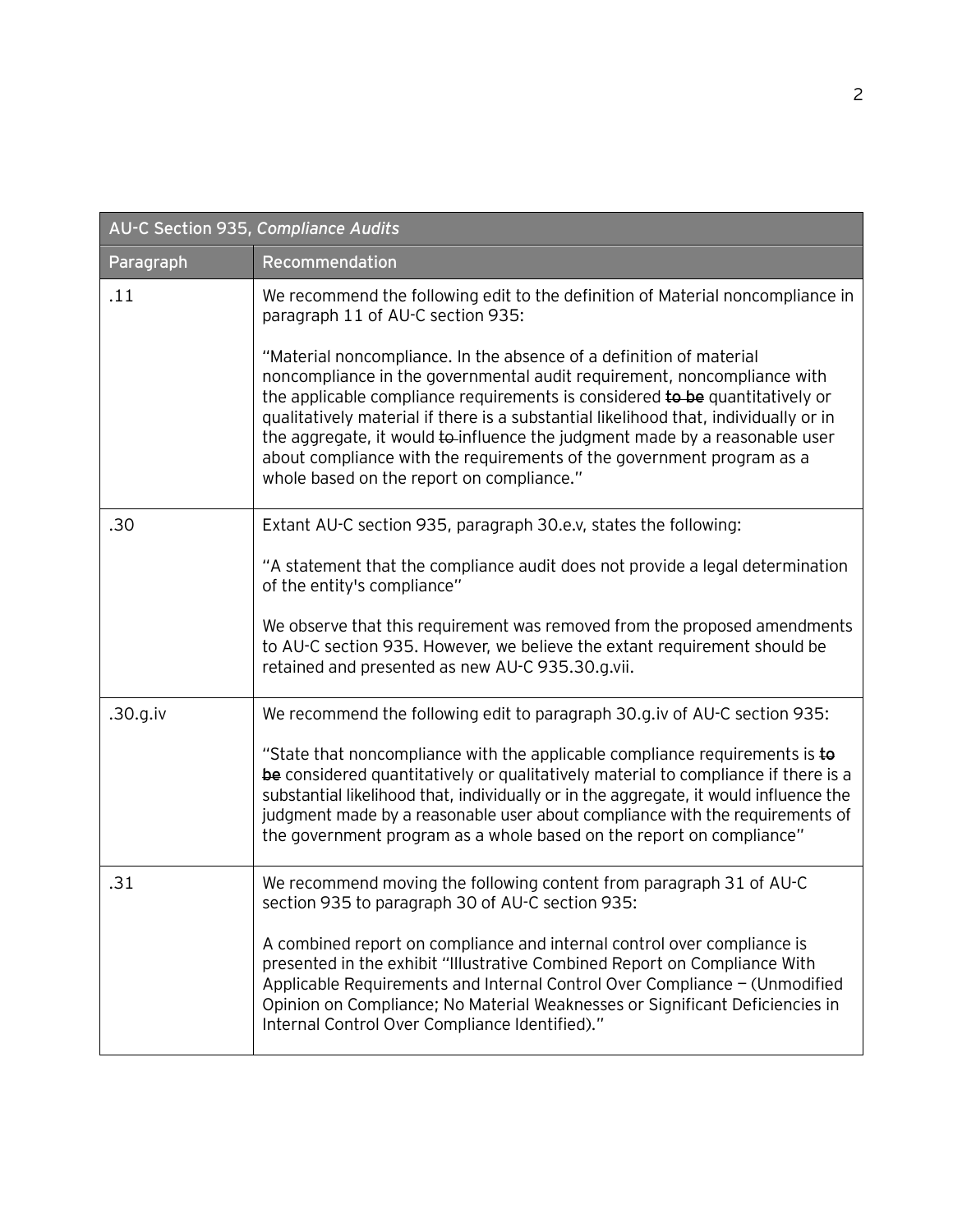| AU-C Section 935, *Compliance Audits* | |
|---|---|
| **Paragraph** | **Recommendation** |
| .11 | We recommend the following edit to the definition of Material noncompliance in paragraph 11 of AU-C section 935:<br><br>"Material noncompliance. In the absence of a definition of material noncompliance in the governmental audit requirement, noncompliance with the applicable compliance requirements is considered ~~to be~~ quantitatively or qualitatively material if there is a substantial likelihood that, individually or in the aggregate, it would ~~to~~ influence the judgment made by a reasonable user about compliance with the requirements of the government program as a whole based on the report on compliance." |
| .30 | Extant AU-C section 935, paragraph 30.e.v, states the following:<br><br>"A statement that the compliance audit does not provide a legal determination of the entity's compliance"<br><br>We observe that this requirement was removed from the proposed amendments to AU-C section 935. However, we believe the extant requirement should be retained and presented as new AU-C 935.30.g.vii. |
| .30.g.iv | We recommend the following edit to paragraph 30.g.iv of AU-C section 935:<br><br>"State that noncompliance with the applicable compliance requirements is ~~to be~~ considered quantitatively or qualitatively material to compliance if there is a substantial likelihood that, individually or in the aggregate, it would influence the judgment made by a reasonable user about compliance with the requirements of the government program as a whole based on the report on compliance" |
| .31 | We recommend moving the following content from paragraph 31 of AU-C section 935 to paragraph 30 of AU-C section 935:<br><br>A combined report on compliance and internal control over compliance is presented in the exhibit "Illustrative Combined Report on Compliance With Applicable Requirements and Internal Control Over Compliance — (Unmodified Opinion on Compliance; No Material Weaknesses or Significant Deficiencies in Internal Control Over Compliance Identified)." |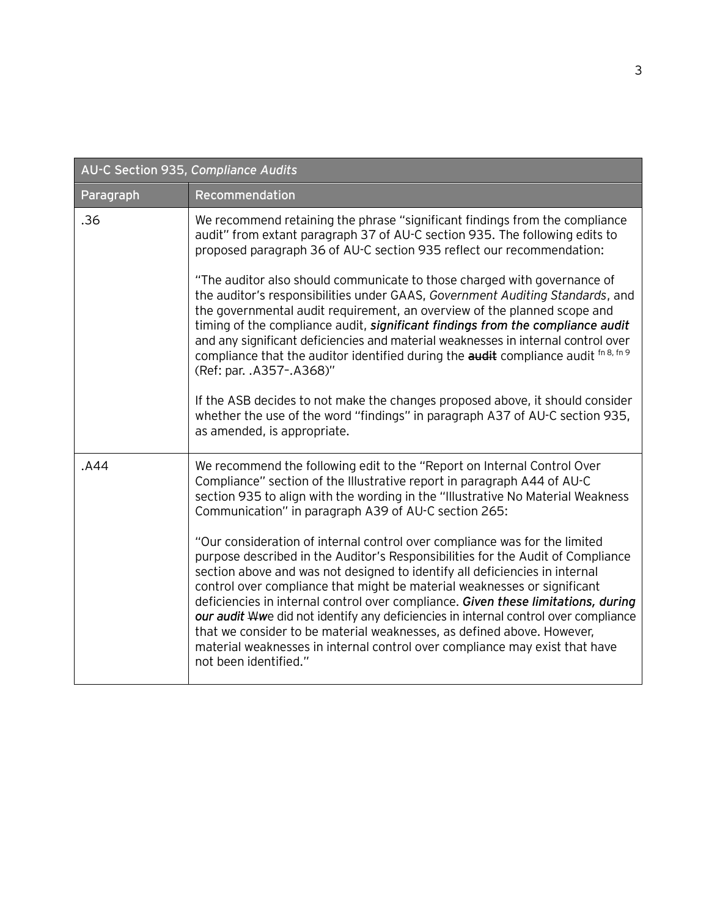| AU-C Section 935, *Compliance Audits* | |
|---|---|
| **Paragraph** | **Recommendation** |
| .36 | We recommend retaining the phrase "significant findings from the compliance audit" from extant paragraph 37 of AU-C section 935. The following edits to proposed paragraph 36 of AU-C section 935 reflect our recommendation:<br><br>"The auditor also should communicate to those charged with governance of the auditor's responsibilities under GAAS, *Government Auditing Standards*, and the governmental audit requirement, an overview of the planned scope and timing of the compliance audit, ***significant findings from the compliance audit*** and any significant deficiencies and material weaknesses in internal control over compliance that the auditor identified during the ~~**audit**~~ compliance audit [fn 8, fn 9] (Ref: par. .A357–.A368)"<br><br>If the ASB decides to not make the changes proposed above, it should consider whether the use of the word "findings" in paragraph A37 of AU-C section 935, as amended, is appropriate. |
| .A44 | We recommend the following edit to the "Report on Internal Control Over Compliance" section of the Illustrative report in paragraph A44 of AU-C section 935 to align with the wording in the "Illustrative No Material Weakness Communication" in paragraph A39 of AU-C section 265:<br><br>"Our consideration of internal control over compliance was for the limited purpose described in the Auditor's Responsibilities for the Audit of Compliance section above and was not designed to identify all deficiencies in internal control over compliance that might be material weaknesses or significant deficiencies in internal control over compliance. ***Given these limitations, during our audit*** ~~W~~***w***e did not identify any deficiencies in internal control over compliance that we consider to be material weaknesses, as defined above. However, material weaknesses in internal control over compliance may exist that have not been identified." |